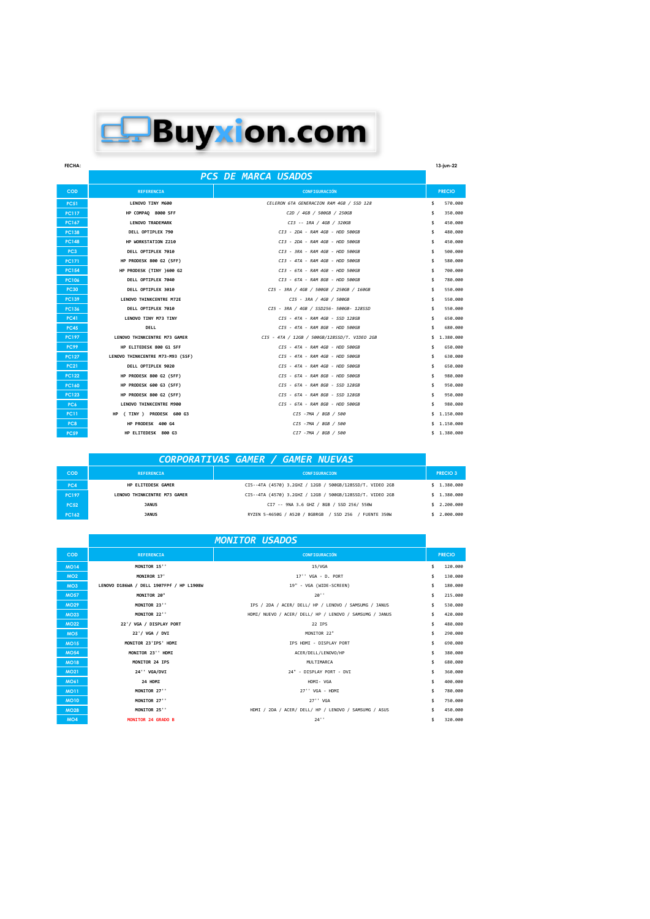# Buyxion.com

**FECHA:** 13-jun-22

## PCS DE MARCA USADOS

| COD | REFERENCIA | CONFIGURACIÓN | PRECIO |
|---|---|---|---|
| PC51 | LENOVO TINY M600 | CELERON 6TA GENERACION RAM 4GB / SSD 128 | $ 570.000 |
| PC117 | HP COMPAQ 8000 SFF | C2D / 4GB / 500GB / 250GB | $ 350.000 |
| PC167 | LENOVO TRADEMARK | CI3 -- 1RA / 4GB / 320GB | $ 450.000 |
| PC138 | DELL OPTIPLEX 790 | CI3 - 2DA - RAM 4GB - HDD 500GB | $ 480.000 |
| PC148 | HP WORKSTATION Z210 | CI3 - 2DA - RAM 4GB - HDD 500GB | $ 450.000 |
| PC3 | DELL OPTIPLEX 7010 | CI3 - 3RA - RAM 4GB - HDD 500GB | $ 500.000 |
| PC171 | HP PRODESK 800 G2 (SFF) | CI3 - 4TA - RAM 4GB - HDD 500GB | $ 580.000 |
| PC154 | HP PRODESK (TINY )600 G2 | CI3 - 6TA - RAM 4GB - HDD 500GB | $ 700.000 |
| PC106 | DELL OPTIPLEX 7040 | CI3 - 6TA - RAM 8GB - HDD 500GB | $ 780.000 |
| PC30 | DELL OPTIPLEX 3010 | CI5 - 3RA / 4GB / 500GB / 250GB / 160GB | $ 550.000 |
| PC139 | LENOVO THINKCENTRE M72E | CI5 - 3RA / 4GB / 500GB | $ 550.000 |
| PC136 | DELL OPTIPLEX 7010 | CI5 - 3RA / 4GB / SSD256- 500GB- 128SSD | $ 550.000 |
| PC41 | LENOVO TINY M73 TINY | CI5 - 4TA - RAM 4GB - SSD 128GB | $ 650.000 |
| PC45 | DELL | CI5 - 4TA - RAM 8GB - HDD 500GB | $ 680.000 |
| PC197 | LENOVO THINKCENTRE M73 GAMER | CI5 - 4TA / 12GB / 500GB/128SSD/T. VIDEO 2GB | $ 1.380.000 |
| PC99 | HP ELITEDESK 800 G1 SFF | CI5 - 4TA - RAM 4GB - HDD 500GB | $ 650.000 |
| PC127 | LENOVO THINKCENTRE M73-M93 (SSF) | CI5 - 4TA - RAM 4GB - HDD 500GB | $ 630.000 |
| PC21 | DELL OPTIPLEX 9020 | CI5 - 4TA - RAM 4GB - HDD 500GB | $ 650.000 |
| PC122 | HP PRODESK 800 G2 (SFF) | CI5 - 6TA - RAM 8GB - HDD 500GB | $ 980.000 |
| PC160 | HP PRODESK 600 G3 (SFF) | CI5 - 6TA - RAM 8GB - SSD 128GB | $ 950.000 |
| PC123 | HP PRODESK 800 G2 (SFF) | CI5 - 6TA - RAM 8GB - SSD 128GB | $ 950.000 |
| PC6 | LENOVO THINKCENTRE M900 | CI5 - 6TA - RAM 8GB - HDD 500GB | $ 980.000 |
| PC11 | HP ( TINY ) PRODESK 600 G3 | CI5 -7MA / 8GB / 500 | $ 1.150.000 |
| PC8 | HP PRODESK 400 G4 | CI5 -7MA / 8GB / 500 | $ 1.150.000 |
| PC59 | HP ELITEDESK 800 G3 | CI7 -7MA / 8GB / 500 | $ 1.380.000 |

## CORPORATIVAS GAMER / GAMER NUEVAS

| COD | REFERENCIA | CONFIGURACIÓN | PRECIO 3 |
|---|---|---|---|
| PC4 | HP ELITEDESK GAMER | CI5--4TA (4570) 3.2GHZ / 12GB / 500GB/128SSD/T. VIDEO 2GB | $ 1.380.000 |
| PC197 | LENOVO THINKCENTRE M73 GAMER | CI5--4TA (4570) 3.2GHZ / 12GB / 500GB/128SSD/T. VIDEO 2GB | $ 1.380.000 |
| PC52 | JANUS | CI7 -- 9NA 3.6 GHZ / 8GB / SSD 256/ 550W | $ 2.200.000 |
| PC162 | JANUS | RYZEN 5-4650G / A520 / 8GBRGB / SSD 256 / FUENTE 350W | $ 2.000.000 |

## MONITOR USADOS

| COD | REFERENCIA | CONFIGURACIÓN | PRECIO |
|---|---|---|---|
| MO14 | MONITOR 15'' | 15/VGA | $ 120.000 |
| MO2 | MONIROR 17' | 17'' VGA - D. PORT | $ 130.000 |
| MO3 | LENOVO D186WA / DELL 1907FPf / HP L1908W | 19" - VGA (WIDE-SCREEN) | $ 180.000 |
| MO57 | MONITOR 20" | 20'' | $ 215.000 |
| MO29 | MONITOR 23'' | IPS / 2DA / ACER/ DELL/ HP / LENOVO / SAMSUMG / JANUS | $ 530.000 |
| MO23 | MONITOR 22'' | HDMI/ NUEVO / ACER/ DELL/ HP / LENOVO / SAMSUMG / JANUS | $ 420.000 |
| MO22 | 22'/ VGA / DISPLAY PORT | 22 IPS | $ 480.000 |
| MO5 | 22'/ VGA / DVI | MONITOR 22" | $ 290.000 |
| MO15 | MONITOR 23'IPS' HDMI | IPS HDMI - DISPLAY PORT | $ 690.000 |
| MO54 | MONITOR 23'' HDMI | ACER/DELL/LENOVO/HP | $ 380.000 |
| MO18 | MONITOR 24 IPS | MULTIMARCA | $ 680.000 |
| MO21 | 24'' VGA/DVI | 24" - DISPLAY PORT - DVI | $ 360.000 |
| MO61 | 24 HDMI | HDMI- VGA | $ 400.000 |
| MO11 | MONITOR 27'' | 27'' VGA - HDMI | $ 780.000 |
| MO10 | MONITOR 27'' | 27'' VGA | $ 750.000 |
| MO28 | MONITOR 25'' | HDMI / 2DA / ACER/ DELL/ HP / LENOVO / SAMSUMG / ASUS | $ 450.000 |
| MO4 | MONITOR 24 GRADO B | 24'' | $ 320.000 |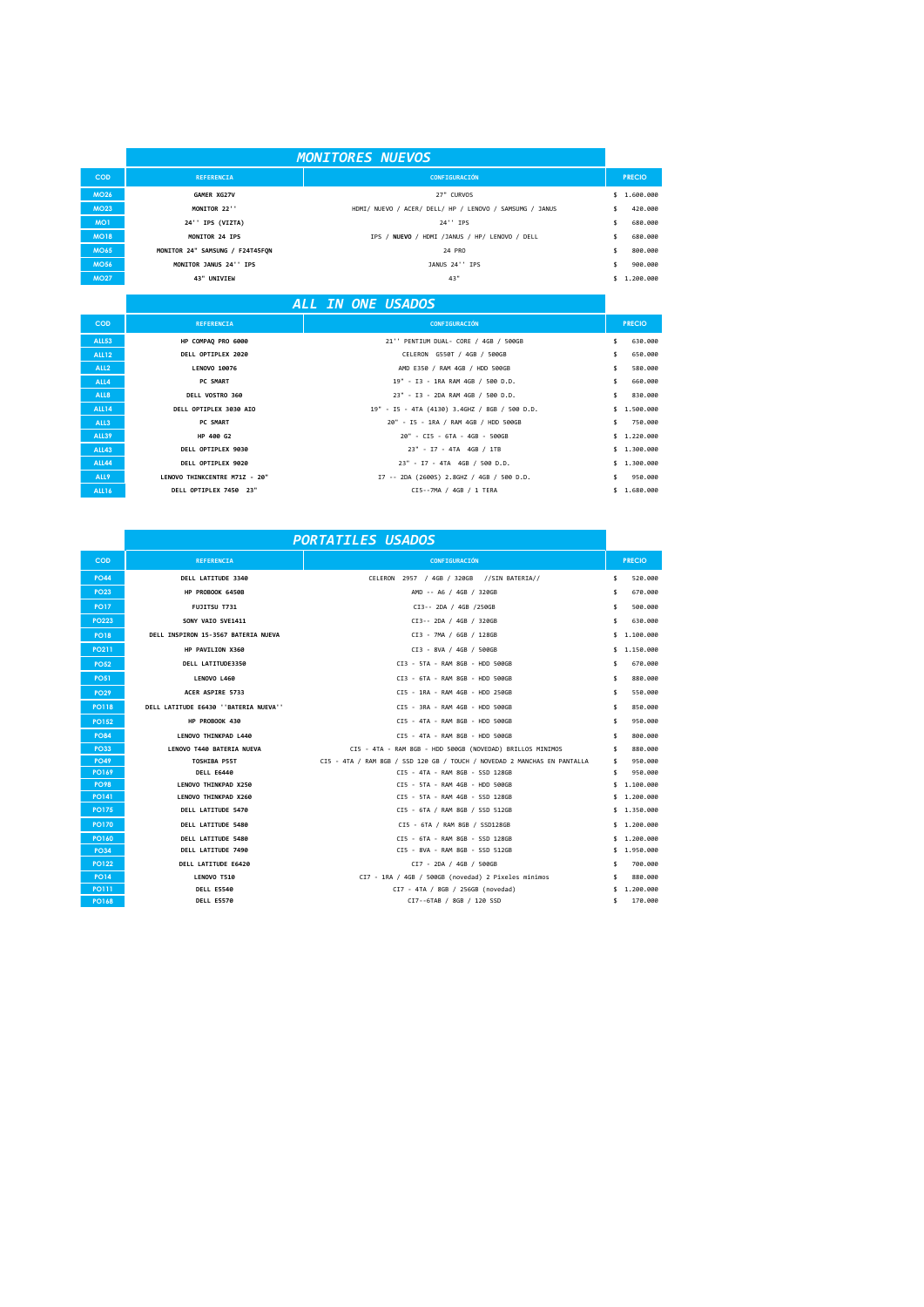## *MONITORES NUEVOS*

| COD | REFERENCIA | CONFIGURACIÓN | PRECIO |
|---|---|---|---|
| MO26 | GAMER XG27V | 27" CURVOS | $ 1.600.000 |
| MO23 | MONITOR 22'' | HDMI/ NUEVO / ACER/ DELL/ HP / LENOVO / SAMSUMG / JANUS | $ 420.000 |
| MO1 | 24'' IPS (VIZTA) | 24'' IPS | $ 680.000 |
| MO18 | MONITOR 24 IPS | IPS / **NUEVO** / HDMI /JANUS / HP/ LENOVO / DELL | $ 680.000 |
| MO65 | MONITOR 24" SAMSUNG / F24T45FQN | 24 PRO | $ 800.000 |
| MO56 | MONITOR JANUS 24'' IPS | JANUS 24'' IPS | $ 900.000 |
| MO27 | 43" UNIVIEW | 43" | $ 1.200.000 |

## *ALL IN ONE USADOS*

| COD | REFERENCIA | CONFIGURACIÓN | PRECIO |
|---|---|---|---|
| ALL53 | HP COMPAQ PRO 6000 | 21'' PENTIUM DUAL- CORE / 4GB / 500GB | $ 630.000 |
| ALL12 | DELL OPTIPLEX 2020 | CELERON G550T / 4GB / 500GB | $ 650.000 |
| ALL2 | LENOVO 10076 | AMD E350 / RAM 4GB / HDD 500GB | $ 580.000 |
| ALL4 | PC SMART | 19" - I3 - 1RA RAM 4GB / 500 D.D. | $ 660.000 |
| ALL8 | DELL VOSTRO 360 | 23" - I3 - 2DA RAM 4GB / 500 D.D. | $ 830.000 |
| ALL14 | DELL OPTIPLEX 3030 AIO | 19" - I5 - 4TA (4130) 3.4GHZ / 8GB / 500 D.D. | $ 1.500.000 |
| ALL3 | PC SMART | 20" - I5 - 1RA / RAM 4GB / HDD 500GB | $ 750.000 |
| ALL39 | HP 400 G2 | 20" - CI5 - 6TA - 4GB - 500GB | $ 1.220.000 |
| ALL43 | DELL OPTIPLEX 9030 | 23" - I7 - 4TA 4GB / 1TB | $ 1.300.000 |
| ALL44 | DELL OPTIPLEX 9020 | 23" - I7 - 4TA 4GB / 500 D.D. | $ 1.300.000 |
| ALL9 | LENOVO THINKCENTRE M71Z - 20" | I7 -- 2DA (2600S) 2.8GHZ / 4GB / 500 D.D. | $ 950.000 |
| ALL16 | DELL OPTIPLEX 7450 23" | CI5--7MA / 4GB / 1 TERA | $ 1.680.000 |

## *PORTATILES USADOS*

| COD | REFERENCIA | CONFIGURACIÓN | PRECIO |
|---|---|---|---|
| PO44 | DELL LATITUDE 3340 | CELERON 2957 / 4GB / 320GB //SIN BATERIA// | $ 520.000 |
| PO23 | HP PROBOOK 6450B | AMD -- A6 / 4GB / 320GB | $ 670.000 |
| PO17 | FUJITSU T731 | CI3-- 2DA / 4GB /250GB | $ 500.000 |
| PO223 | SONY VAIO SVE1411 | CI3-- 2DA / 4GB / 320GB | $ 630.000 |
| PO18 | DELL INSPIRON 15-3567 BATERIA NUEVA | CI3 - 7MA / 6GB / 128GB | $ 1.100.000 |
| PO211 | HP PAVILION X360 | CI3 - 8VA / 4GB / 500GB | $ 1.150.000 |
| PO52 | DELL LATITUDE3350 | CI3 - 5TA - RAM 8GB - HDD 500GB | $ 670.000 |
| PO51 | LENOVO L460 | CI3 - 6TA - RAM 8GB - HDD 500GB | $ 880.000 |
| PO29 | ACER ASPIRE 5733 | CI5 - 1RA - RAM 4GB - HDD 250GB | $ 550.000 |
| PO118 | DELL LATITUDE E6430 ''BATERIA NUEVA'' | CI5 - 3RA - RAM 4GB - HDD 500GB | $ 850.000 |
| PO152 | HP PROBOOK 430 | CI5 - 4TA - RAM 8GB - HDD 500GB | $ 950.000 |
| PO84 | LENOVO THINKPAD L440 | CI5 - 4TA - RAM 8GB - HDD 500GB | $ 800.000 |
| PO33 | LENOVO T440 BATERIA NUEVA | CI5 - 4TA - RAM 8GB - HDD 500GB (NOVEDAD) BRILLOS MINIMOS | $ 880.000 |
| PO49 | TOSHIBA P55T | CI5 - 4TA / RAM 8GB / SSD 120 GB / TOUCH / NOVEDAD 2 MANCHAS EN PANTALLA | $ 950.000 |
| PO169 | DELL E6440 | CI5 - 4TA - RAM 8GB - SSD 128GB | $ 950.000 |
| PO98 | LENOVO THINKPAD X250 | CI5 - 5TA - RAM 4GB - HDD 500GB | $ 1.100.000 |
| PO141 | LENOVO THINKPAD X260 | CI5 - 5TA - RAM 4GB - SSD 128GB | $ 1.200.000 |
| PO175 | DELL LATITUDE 5470 | CI5 - 6TA / RAM 8GB / SSD 512GB | $ 1.350.000 |
| PO170 | DELL LATITUDE 5480 | CI5 - 6TA / RAM 8GB / SSD128GB | $ 1.200.000 |
| PO160 | DELL LATITUDE 5480 | CI5 - 6TA - RAM 8GB - SSD 128GB | $ 1.200.000 |
| PO34 | DELL LATITUDE 7490 | CI5 - 8VA - RAM 8GB - SSD 512GB | $ 1.950.000 |
| PO122 | DELL LATITUDE E6420 | CI7 - 2DA / 4GB / 500GB | $ 700.000 |
| PO14 | LENOVO T510 | CI7 - 1RA / 4GB / 500GB (novedad) 2 Pixeles minimos | $ 880.000 |
| PO111 | DELL E5540 | CI7 - 4TA / 8GB / 256GB (novedad) | $ 1.200.000 |
| PO168 | DELL E5570 | CI7--6TAB / 8GB / 120 SSD | $ 170.000 |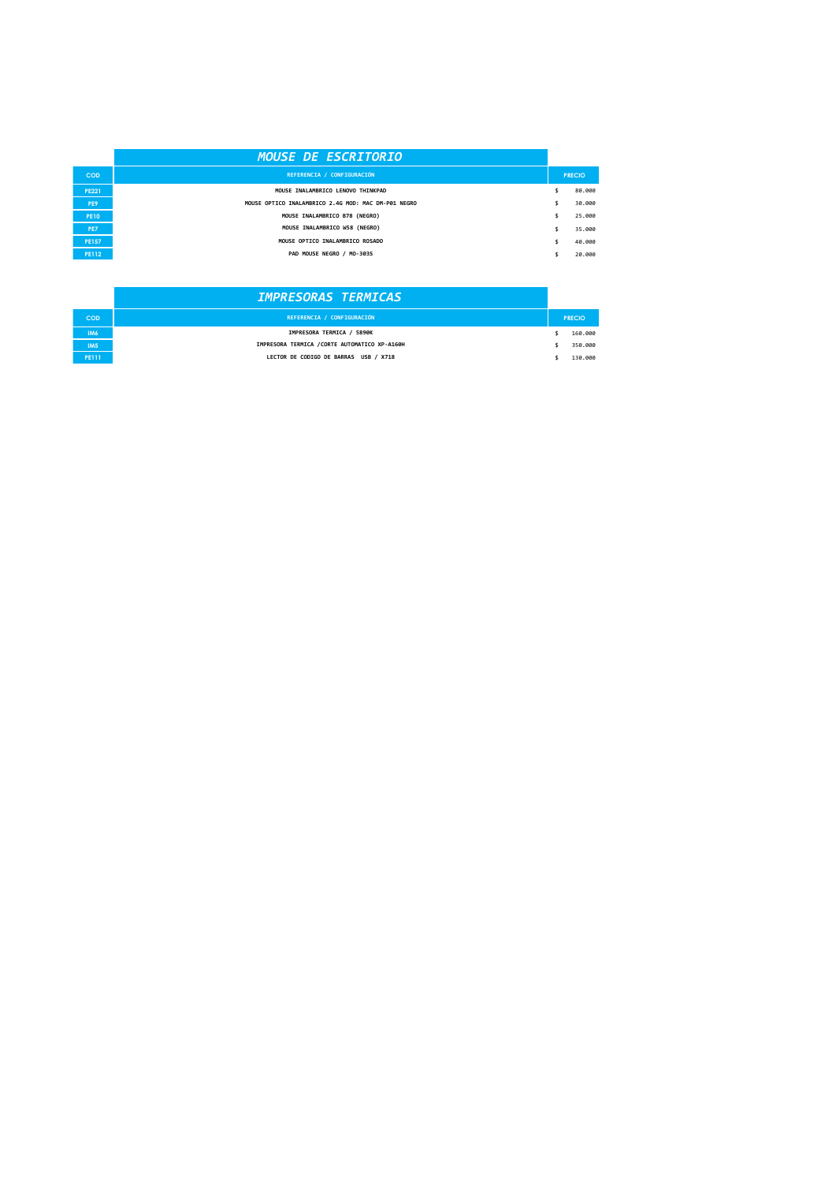## *MOUSE DE ESCRITORIO*

| COD | REFERENCIA / CONFIGURACIÓN | PRECIO |
|---|---|---|
| PE221 | MOUSE INALAMBRICO LENOVO THINKPAD | $ 80.000 |
| PE9 | MOUSE OPTICO INALAMBRICO 2.4G MOD: MAC DM-P01 NEGRO | $ 30.000 |
| PE10 | MOUSE INALAMBRICO B78 (NEGRO) | $ 25.000 |
| PE7 | MOUSE INALAMBRICO W58 (NEGRO) | $ 35.000 |
| PE157 | MOUSE OPTICO INALAMBRICO ROSADO | $ 40.000 |
| PE112 | PAD MOUSE NEGRO / MO-303S | $ 20.000 |

## *IMPRESORAS TERMICAS*

| COD | REFERENCIA / CONFIGURACIÓN | PRECIO |
|---|---|---|
| IM6 | IMPRESORA TERMICA / 5890K | $ 160.000 |
| IM5 | IMPRESORA TERMICA /CORTE AUTOMATICO XP-A160H | $ 350.000 |
| PE111 | LECTOR DE CODIGO DE BARRAS USB / X718 | $ 130.000 |